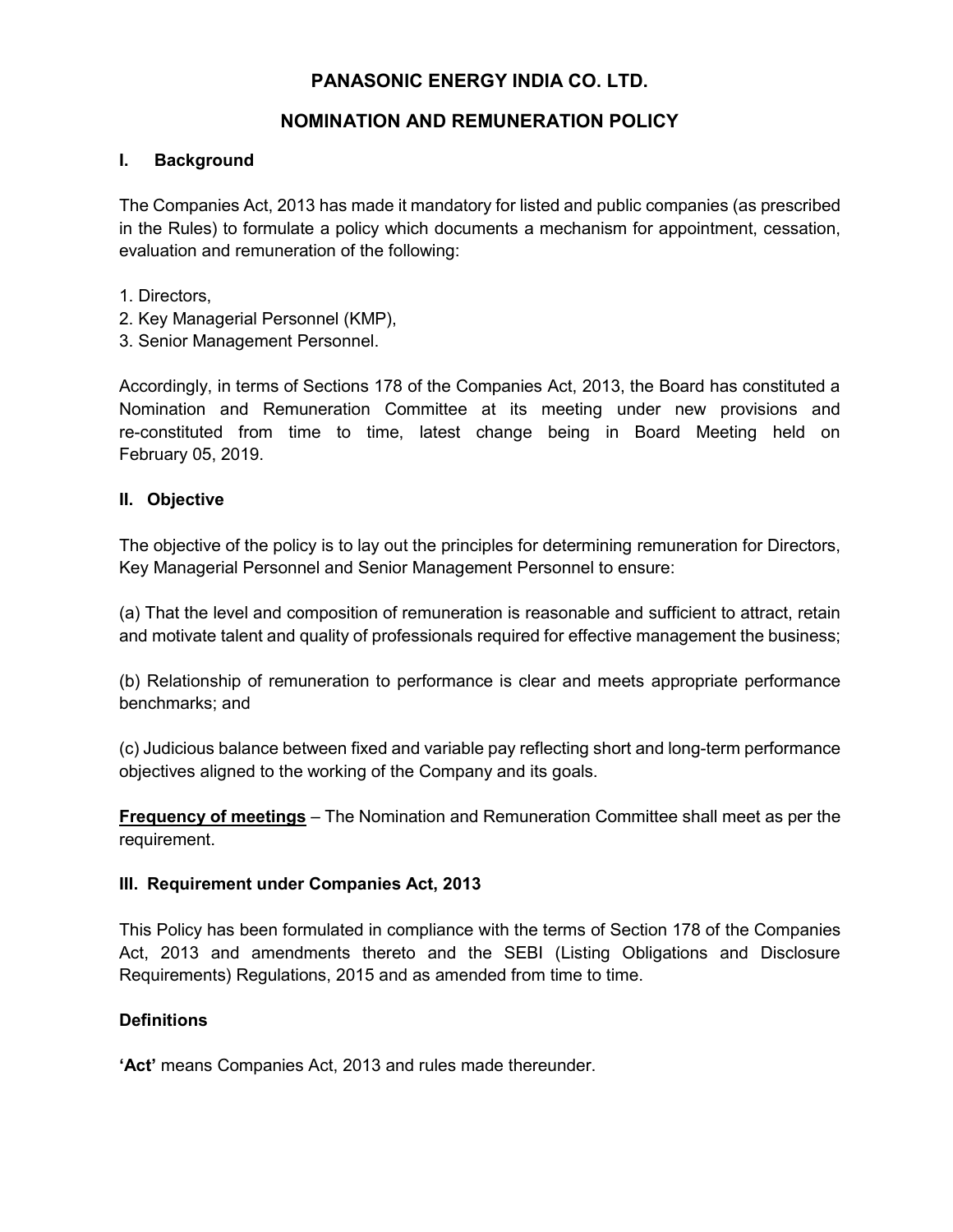# PANASONIC ENERGY INDIA CO. LTD.

## NOMINATION AND REMUNERATION POLICY

### I. Background

The Companies Act, 2013 has made it mandatory for listed and public companies (as prescribed in the Rules) to formulate a policy which documents a mechanism for appointment, cessation, evaluation and remuneration of the following:

1. Directors,
2. Key Managerial Personnel (KMP),
3. Senior Management Personnel.

Accordingly, in terms of Sections 178 of the Companies Act, 2013, the Board has constituted a Nomination and Remuneration Committee at its meeting under new provisions and re-constituted from time to time, latest change being in Board Meeting held on February 05, 2019.

### II. Objective

The objective of the policy is to lay out the principles for determining remuneration for Directors, Key Managerial Personnel and Senior Management Personnel to ensure:

(a) That the level and composition of remuneration is reasonable and sufficient to attract, retain and motivate talent and quality of professionals required for effective management the business;

(b) Relationship of remuneration to performance is clear and meets appropriate performance benchmarks; and

(c) Judicious balance between fixed and variable pay reflecting short and long-term performance objectives aligned to the working of the Company and its goals.

**<u>Frequency of meetings</u>** – The Nomination and Remuneration Committee shall meet as per the requirement.

### III. Requirement under Companies Act, 2013

This Policy has been formulated in compliance with the terms of Section 178 of the Companies Act, 2013 and amendments thereto and the SEBI (Listing Obligations and Disclosure Requirements) Regulations, 2015 and as amended from time to time.

### Definitions

**'Act'** means Companies Act, 2013 and rules made thereunder.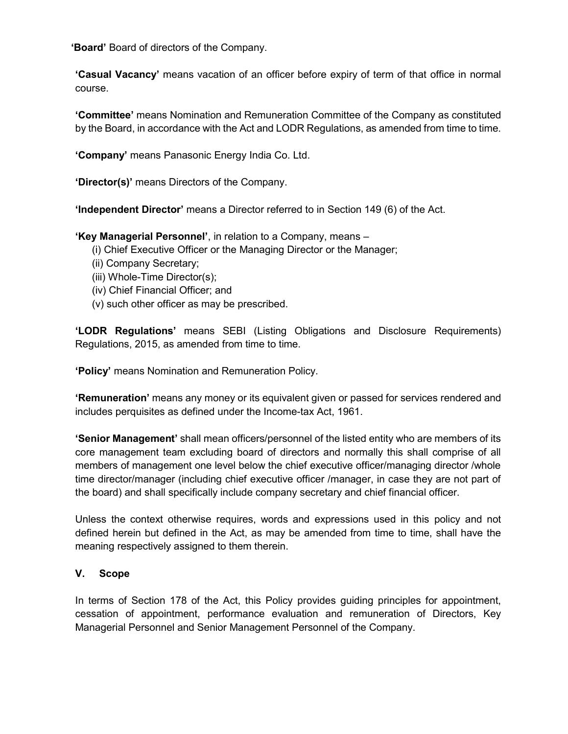**'Board'** Board of directors of the Company.

**'Casual Vacancy'** means vacation of an officer before expiry of term of that office in normal course.

**'Committee'** means Nomination and Remuneration Committee of the Company as constituted by the Board, in accordance with the Act and LODR Regulations, as amended from time to time.

**'Company'** means Panasonic Energy India Co. Ltd.

**'Director(s)'** means Directors of the Company.

**'Independent Director'** means a Director referred to in Section 149 (6) of the Act.

**'Key Managerial Personnel'**, in relation to a Company, means –

(i) Chief Executive Officer or the Managing Director or the Manager;
(ii) Company Secretary;
(iii) Whole-Time Director(s);
(iv) Chief Financial Officer; and
(v) such other officer as may be prescribed.

**'LODR Regulations'** means SEBI (Listing Obligations and Disclosure Requirements) Regulations, 2015, as amended from time to time.

**'Policy'** means Nomination and Remuneration Policy.

**'Remuneration'** means any money or its equivalent given or passed for services rendered and includes perquisites as defined under the Income-tax Act, 1961.

**'Senior Management'** shall mean officers/personnel of the listed entity who are members of its core management team excluding board of directors and normally this shall comprise of all members of management one level below the chief executive officer/managing director /whole time director/manager (including chief executive officer /manager, in case they are not part of the board) and shall specifically include company secretary and chief financial officer.

Unless the context otherwise requires, words and expressions used in this policy and not defined herein but defined in the Act, as may be amended from time to time, shall have the meaning respectively assigned to them therein.

### V. Scope

In terms of Section 178 of the Act, this Policy provides guiding principles for appointment, cessation of appointment, performance evaluation and remuneration of Directors, Key Managerial Personnel and Senior Management Personnel of the Company.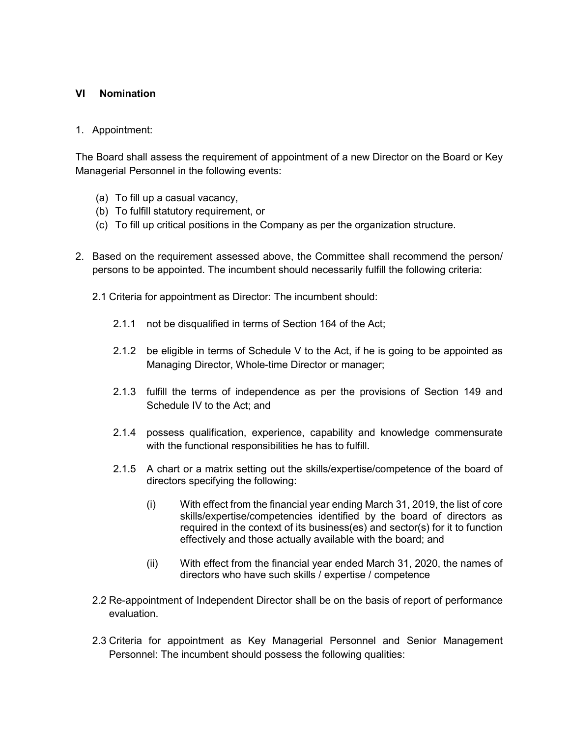## VI Nomination

1. Appointment:

The Board shall assess the requirement of appointment of a new Director on the Board or Key Managerial Personnel in the following events:

(a) To fill up a casual vacancy,
(b) To fulfill statutory requirement, or
(c) To fill up critical positions in the Company as per the organization structure.

2. Based on the requirement assessed above, the Committee shall recommend the person/ persons to be appointed. The incumbent should necessarily fulfill the following criteria:

2.1 Criteria for appointment as Director: The incumbent should:

2.1.1 not be disqualified in terms of Section 164 of the Act;

2.1.2 be eligible in terms of Schedule V to the Act, if he is going to be appointed as Managing Director, Whole-time Director or manager;

2.1.3 fulfill the terms of independence as per the provisions of Section 149 and Schedule IV to the Act; and

2.1.4 possess qualification, experience, capability and knowledge commensurate with the functional responsibilities he has to fulfill.

2.1.5 A chart or a matrix setting out the skills/expertise/competence of the board of directors specifying the following:

(i) With effect from the financial year ending March 31, 2019, the list of core skills/expertise/competencies identified by the board of directors as required in the context of its business(es) and sector(s) for it to function effectively and those actually available with the board; and

(ii) With effect from the financial year ended March 31, 2020, the names of directors who have such skills / expertise / competence

2.2 Re-appointment of Independent Director shall be on the basis of report of performance evaluation.

2.3 Criteria for appointment as Key Managerial Personnel and Senior Management Personnel: The incumbent should possess the following qualities: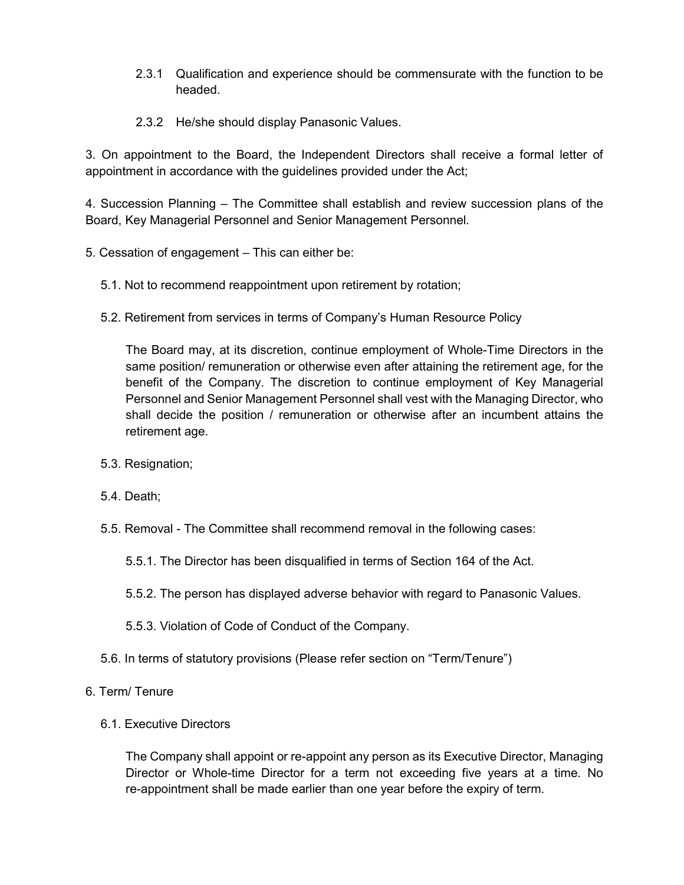2.3.1 Qualification and experience should be commensurate with the function to be headed.

2.3.2 He/she should display Panasonic Values.

3. On appointment to the Board, the Independent Directors shall receive a formal letter of appointment in accordance with the guidelines provided under the Act;

4. Succession Planning – The Committee shall establish and review succession plans of the Board, Key Managerial Personnel and Senior Management Personnel.

5. Cessation of engagement – This can either be:

5.1. Not to recommend reappointment upon retirement by rotation;

5.2. Retirement from services in terms of Company's Human Resource Policy

The Board may, at its discretion, continue employment of Whole-Time Directors in the same position/ remuneration or otherwise even after attaining the retirement age, for the benefit of the Company. The discretion to continue employment of Key Managerial Personnel and Senior Management Personnel shall vest with the Managing Director, who shall decide the position / remuneration or otherwise after an incumbent attains the retirement age.

5.3. Resignation;

5.4. Death;

5.5. Removal - The Committee shall recommend removal in the following cases:

5.5.1. The Director has been disqualified in terms of Section 164 of the Act.

5.5.2. The person has displayed adverse behavior with regard to Panasonic Values.

5.5.3. Violation of Code of Conduct of the Company.

5.6. In terms of statutory provisions (Please refer section on "Term/Tenure")

6. Term/ Tenure

6.1. Executive Directors

The Company shall appoint or re-appoint any person as its Executive Director, Managing Director or Whole-time Director for a term not exceeding five years at a time. No re-appointment shall be made earlier than one year before the expiry of term.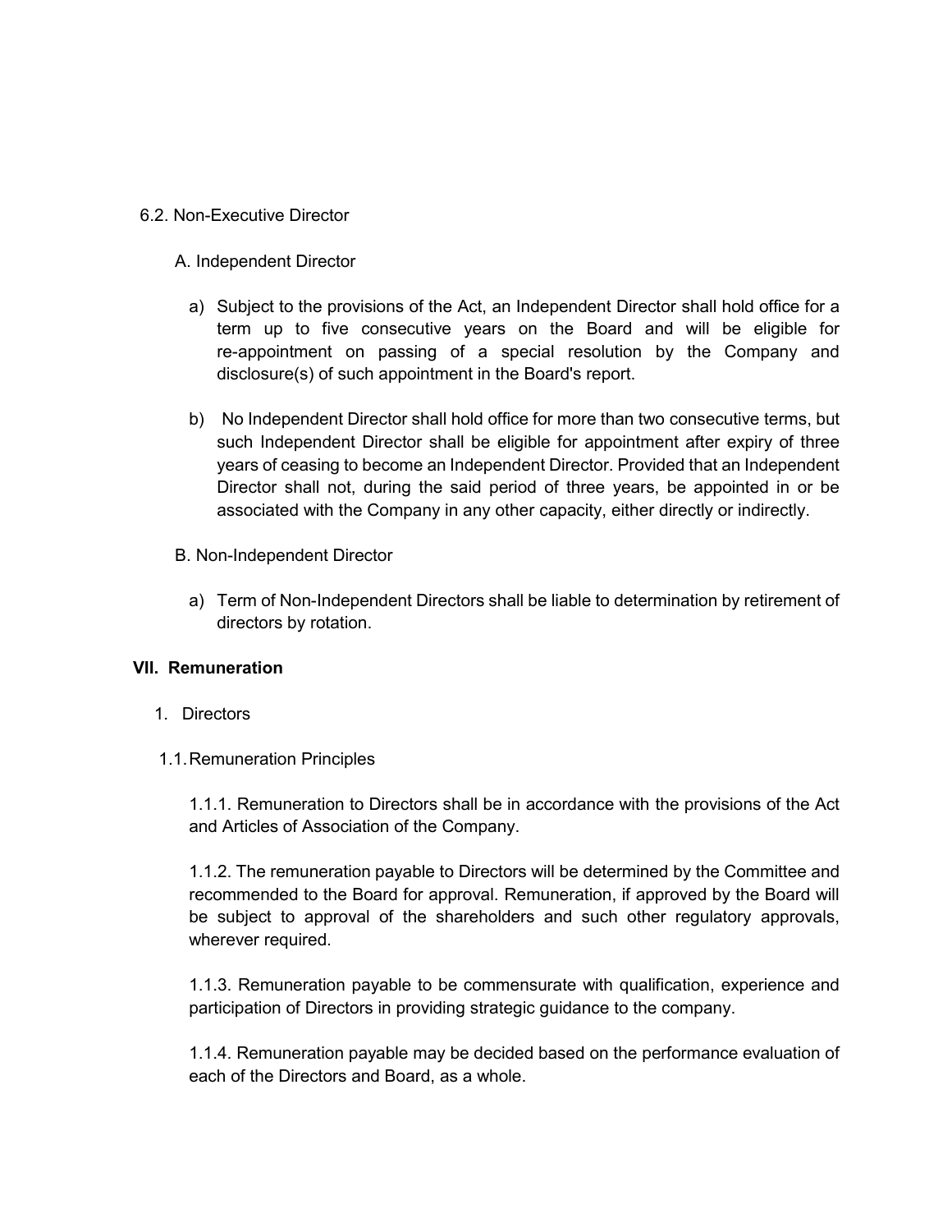6.2. Non-Executive Director

A. Independent Director

a) Subject to the provisions of the Act, an Independent Director shall hold office for a term up to five consecutive years on the Board and will be eligible for re-appointment on passing of a special resolution by the Company and disclosure(s) of such appointment in the Board's report.

b) No Independent Director shall hold office for more than two consecutive terms, but such Independent Director shall be eligible for appointment after expiry of three years of ceasing to become an Independent Director. Provided that an Independent Director shall not, during the said period of three years, be appointed in or be associated with the Company in any other capacity, either directly or indirectly.

B. Non-Independent Director

a) Term of Non-Independent Directors shall be liable to determination by retirement of directors by rotation.

## VII. Remuneration

1. Directors

1.1. Remuneration Principles

1.1.1. Remuneration to Directors shall be in accordance with the provisions of the Act and Articles of Association of the Company.

1.1.2. The remuneration payable to Directors will be determined by the Committee and recommended to the Board for approval. Remuneration, if approved by the Board will be subject to approval of the shareholders and such other regulatory approvals, wherever required.

1.1.3. Remuneration payable to be commensurate with qualification, experience and participation of Directors in providing strategic guidance to the company.

1.1.4. Remuneration payable may be decided based on the performance evaluation of each of the Directors and Board, as a whole.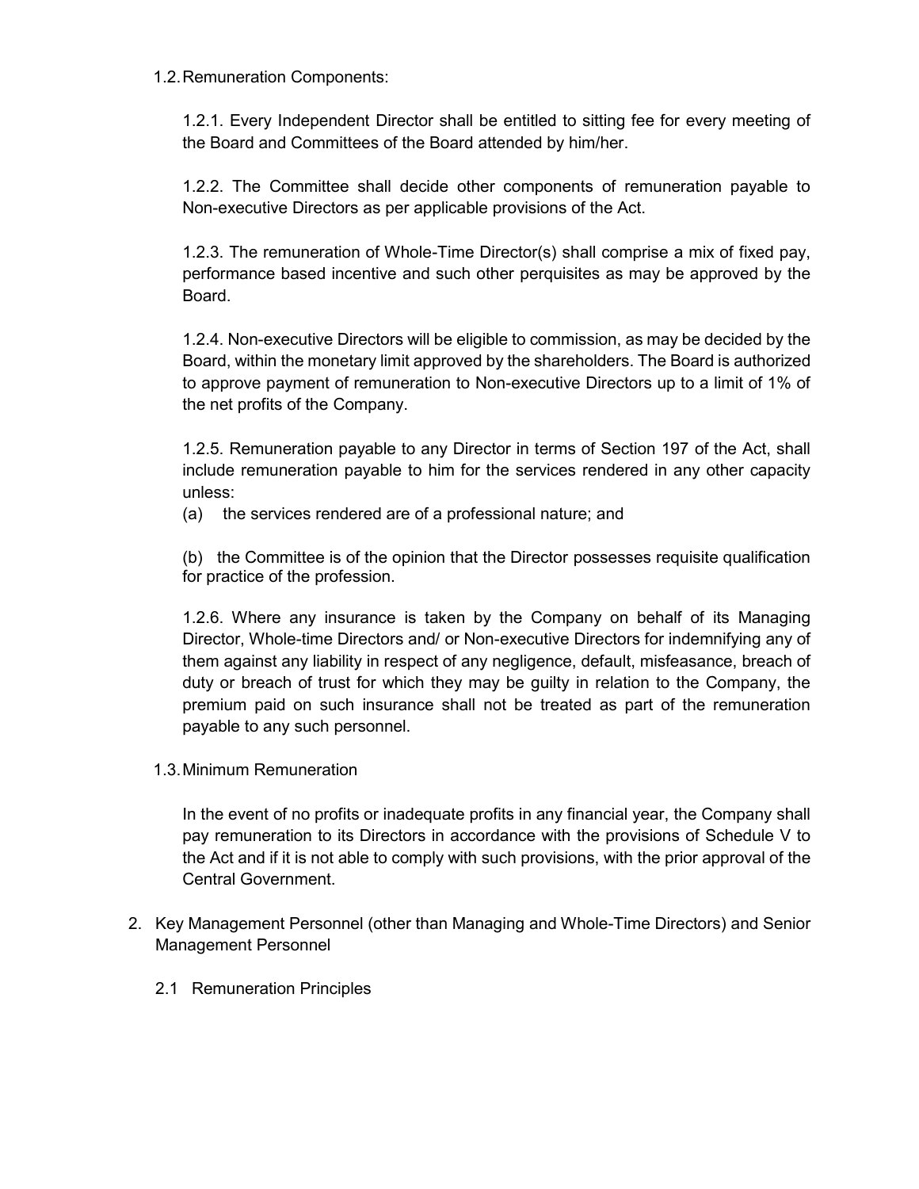1.2. Remuneration Components:

1.2.1. Every Independent Director shall be entitled to sitting fee for every meeting of the Board and Committees of the Board attended by him/her.

1.2.2. The Committee shall decide other components of remuneration payable to Non-executive Directors as per applicable provisions of the Act.

1.2.3. The remuneration of Whole-Time Director(s) shall comprise a mix of fixed pay, performance based incentive and such other perquisites as may be approved by the Board.

1.2.4. Non-executive Directors will be eligible to commission, as may be decided by the Board, within the monetary limit approved by the shareholders. The Board is authorized to approve payment of remuneration to Non-executive Directors up to a limit of 1% of the net profits of the Company.

1.2.5. Remuneration payable to any Director in terms of Section 197 of the Act, shall include remuneration payable to him for the services rendered in any other capacity unless:

(a) the services rendered are of a professional nature; and

(b) the Committee is of the opinion that the Director possesses requisite qualification for practice of the profession.

1.2.6. Where any insurance is taken by the Company on behalf of its Managing Director, Whole-time Directors and/ or Non-executive Directors for indemnifying any of them against any liability in respect of any negligence, default, misfeasance, breach of duty or breach of trust for which they may be guilty in relation to the Company, the premium paid on such insurance shall not be treated as part of the remuneration payable to any such personnel.

1.3. Minimum Remuneration

In the event of no profits or inadequate profits in any financial year, the Company shall pay remuneration to its Directors in accordance with the provisions of Schedule V to the Act and if it is not able to comply with such provisions, with the prior approval of the Central Government.

2. Key Management Personnel (other than Managing and Whole-Time Directors) and Senior Management Personnel

   2.1 Remuneration Principles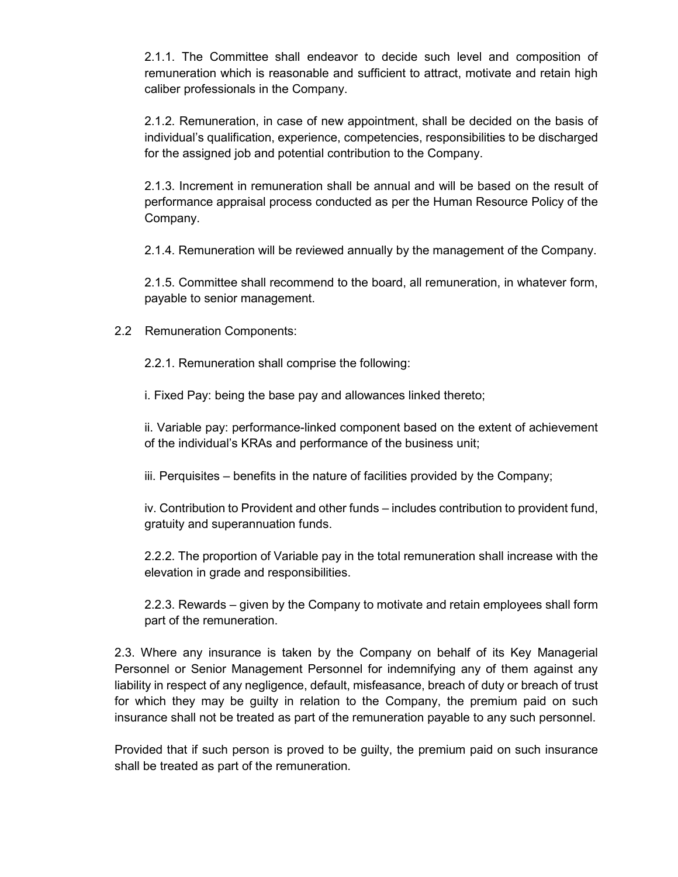2.1.1. The Committee shall endeavor to decide such level and composition of remuneration which is reasonable and sufficient to attract, motivate and retain high caliber professionals in the Company.

2.1.2. Remuneration, in case of new appointment, shall be decided on the basis of individual's qualification, experience, competencies, responsibilities to be discharged for the assigned job and potential contribution to the Company.

2.1.3. Increment in remuneration shall be annual and will be based on the result of performance appraisal process conducted as per the Human Resource Policy of the Company.

2.1.4. Remuneration will be reviewed annually by the management of the Company.

2.1.5. Committee shall recommend to the board, all remuneration, in whatever form, payable to senior management.

2.2 Remuneration Components:

2.2.1. Remuneration shall comprise the following:

i. Fixed Pay: being the base pay and allowances linked thereto;

ii. Variable pay: performance-linked component based on the extent of achievement of the individual's KRAs and performance of the business unit;

iii. Perquisites – benefits in the nature of facilities provided by the Company;

iv. Contribution to Provident and other funds – includes contribution to provident fund, gratuity and superannuation funds.

2.2.2. The proportion of Variable pay in the total remuneration shall increase with the elevation in grade and responsibilities.

2.2.3. Rewards – given by the Company to motivate and retain employees shall form part of the remuneration.

2.3. Where any insurance is taken by the Company on behalf of its Key Managerial Personnel or Senior Management Personnel for indemnifying any of them against any liability in respect of any negligence, default, misfeasance, breach of duty or breach of trust for which they may be guilty in relation to the Company, the premium paid on such insurance shall not be treated as part of the remuneration payable to any such personnel.

Provided that if such person is proved to be guilty, the premium paid on such insurance shall be treated as part of the remuneration.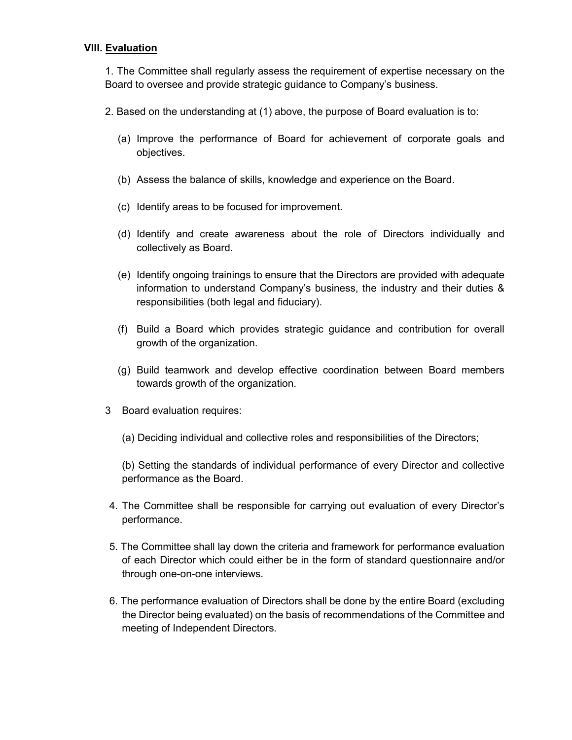## VIII. Evaluation

1. The Committee shall regularly assess the requirement of expertise necessary on the Board to oversee and provide strategic guidance to Company's business.

2. Based on the understanding at (1) above, the purpose of Board evaluation is to:

   (a) Improve the performance of Board for achievement of corporate goals and objectives.

   (b) Assess the balance of skills, knowledge and experience on the Board.

   (c) Identify areas to be focused for improvement.

   (d) Identify and create awareness about the role of Directors individually and collectively as Board.

   (e) Identify ongoing trainings to ensure that the Directors are provided with adequate information to understand Company's business, the industry and their duties & responsibilities (both legal and fiduciary).

   (f) Build a Board which provides strategic guidance and contribution for overall growth of the organization.

   (g) Build teamwork and develop effective coordination between Board members towards growth of the organization.

3 Board evaluation requires:

   (a) Deciding individual and collective roles and responsibilities of the Directors;

   (b) Setting the standards of individual performance of every Director and collective performance as the Board.

4. The Committee shall be responsible for carrying out evaluation of every Director's performance.

5. The Committee shall lay down the criteria and framework for performance evaluation of each Director which could either be in the form of standard questionnaire and/or through one-on-one interviews.

6. The performance evaluation of Directors shall be done by the entire Board (excluding the Director being evaluated) on the basis of recommendations of the Committee and meeting of Independent Directors.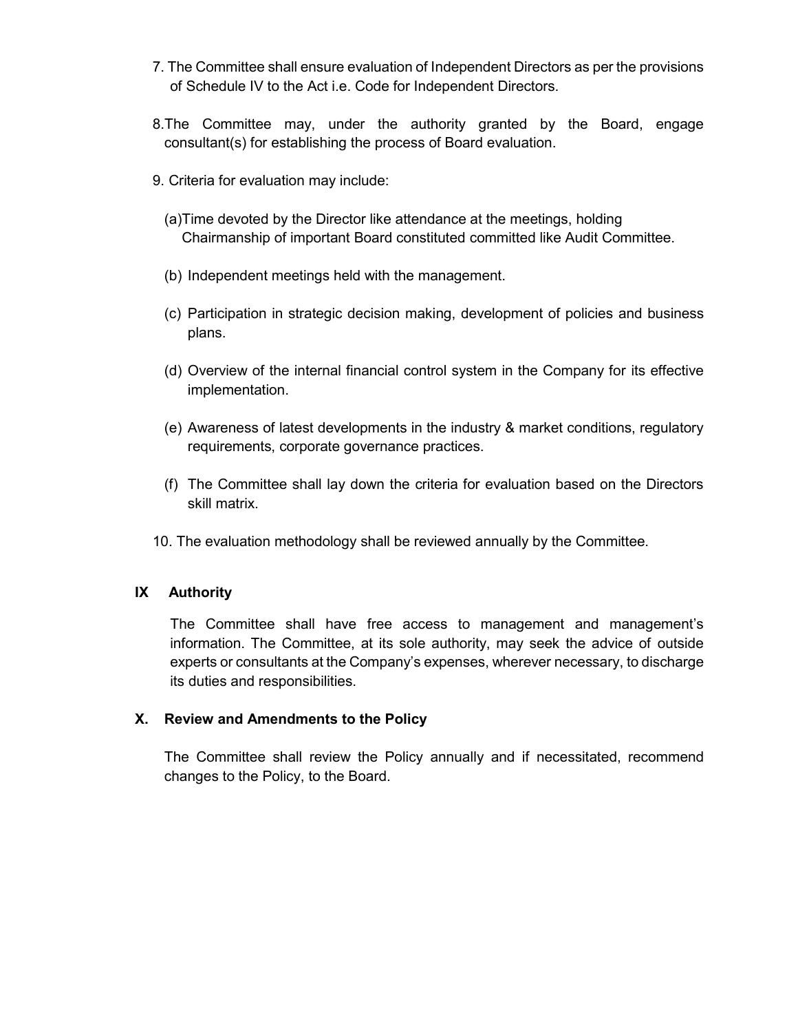7. The Committee shall ensure evaluation of Independent Directors as per the provisions of Schedule IV to the Act i.e. Code for Independent Directors.

8. The Committee may, under the authority granted by the Board, engage consultant(s) for establishing the process of Board evaluation.

9. Criteria for evaluation may include:

   (a) Time devoted by the Director like attendance at the meetings, holding Chairmanship of important Board constituted committed like Audit Committee.

   (b) Independent meetings held with the management.

   (c) Participation in strategic decision making, development of policies and business plans.

   (d) Overview of the internal financial control system in the Company for its effective implementation.

   (e) Awareness of latest developments in the industry & market conditions, regulatory requirements, corporate governance practices.

   (f) The Committee shall lay down the criteria for evaluation based on the Directors skill matrix.

10. The evaluation methodology shall be reviewed annually by the Committee.

## IX Authority

The Committee shall have free access to management and management's information. The Committee, at its sole authority, may seek the advice of outside experts or consultants at the Company's expenses, wherever necessary, to discharge its duties and responsibilities.

## X. Review and Amendments to the Policy

The Committee shall review the Policy annually and if necessitated, recommend changes to the Policy, to the Board.